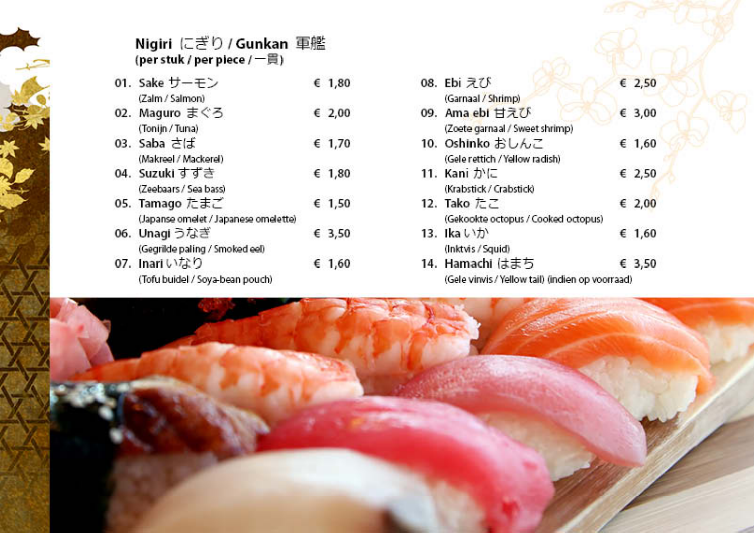## Nigiri にぎり / Gunkan 軍艦

**(per stuk / per piece / 一貫)**

| | Item | Prijs |
|---|---|---|
| 01. | **Sake サーモン**<br>(Zalm / Salmon) | € 1,80 |
| 02. | **Maguro まぐろ**<br>(Tonijn / Tuna) | € 2,00 |
| 03. | **Saba さば**<br>(Makreel / Mackerel) | € 1,70 |
| 04. | **Suzuki すずき**<br>(Zeebaars / Sea bass) | € 1,80 |
| 05. | **Tamago たまご**<br>(Japanse omelet / Japanese omelette) | € 1,50 |
| 06. | **Unagi うなぎ**<br>(Gegrilde paling / Smoked eel) | € 3,50 |
| 07. | **Inari いなり**<br>(Tofu buidel / Soya-bean pouch) | € 1,60 |
| 08. | **Ebi えび**<br>(Garnaal / Shrimp) | € 2,50 |
| 09. | **Ama ebi 甘えび**<br>(Zoete garnaal / Sweet shrimp) | € 3,00 |
| 10. | **Oshinko おしんこ**<br>(Gele rettich / Yellow radish) | € 1,60 |
| 11. | **Kani かに**<br>(Krabstick / Crabstick) | € 2,50 |
| 12. | **Tako たこ**<br>(Gekookte octopus / Cooked octopus) | € 2,00 |
| 13. | **Ika いか**<br>(Inktvis / Squid) | € 1,60 |
| 14. | **Hamachi はまち**<br>(Gele vinvis / Yellow tail) (indien op voorraad) | € 3,50 |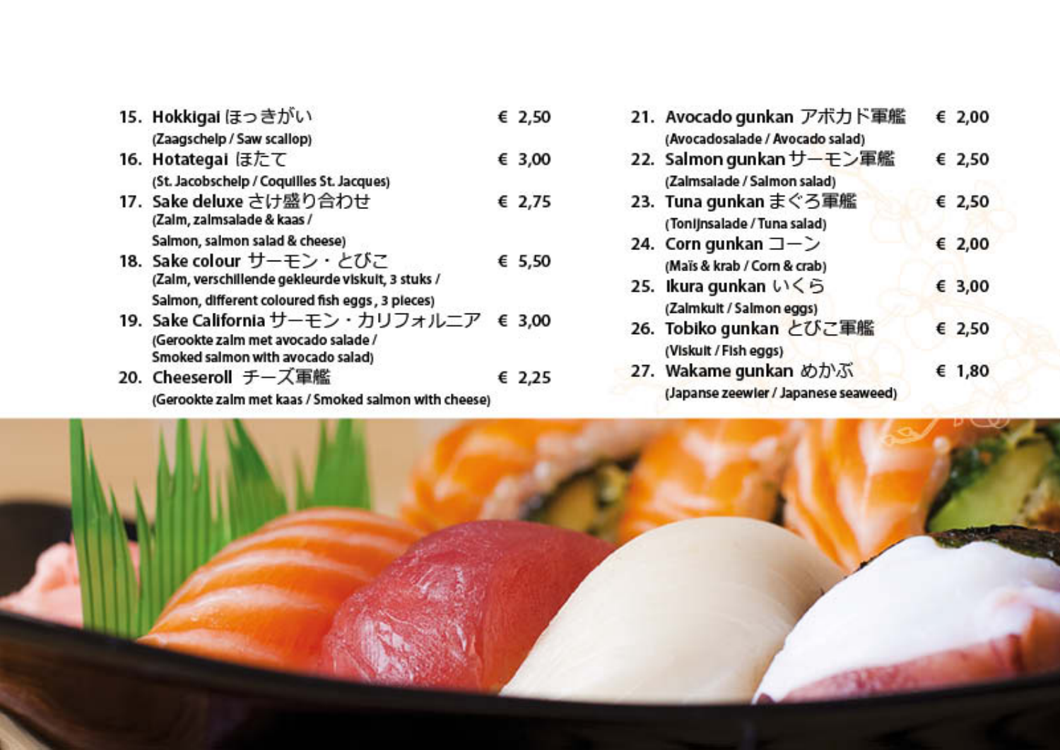15. **Hokkigai** ほっきがい — € 2,50
(Zaagschelp / Saw scallop)

16. **Hotategai** ほたて — € 3,00
(St. Jacobschelp / Coquilles St. Jacques)

17. **Sake deluxe** さけ盛り合わせ — € 2,75
(Zalm, zalmsalade & kaas / Salmon, salmon salad & cheese)

18. **Sake colour** サーモン・とびこ — € 5,50
(Zalm, verschillende gekleurde viskuit, 3 stuks / Salmon, different coloured fish eggs , 3 pieces)

19. **Sake California** サーモン・カリフォルニア — € 3,00
(Gerookte zalm met avocado salade / Smoked salmon with avocado salad)

20. **Cheeseroll** チーズ軍艦 — € 2,25
(Gerookte zalm met kaas / Smoked salmon with cheese)

21. **Avocado gunkan** アボカド軍艦 — € 2,00
(Avocadosalade / Avocado salad)

22. **Salmon gunkan** サーモン軍艦 — € 2,50
(Zalmsalade / Salmon salad)

23. **Tuna gunkan** まぐろ軍艦 — € 2,50
(Tonijnsalade / Tuna salad)

24. **Corn gunkan** コーン — € 2,00
(Maïs & krab / Corn & crab)

25. **Ikura gunkan** いくら — € 3,00
(Zalmkuit / Salmon eggs)

26. **Tobiko gunkan** とびこ軍艦 — € 2,50
(Viskuit / Fish eggs)

27. **Wakame gunkan** めかぶ — € 1,80
(Japanse zeewier / Japanese seaweed)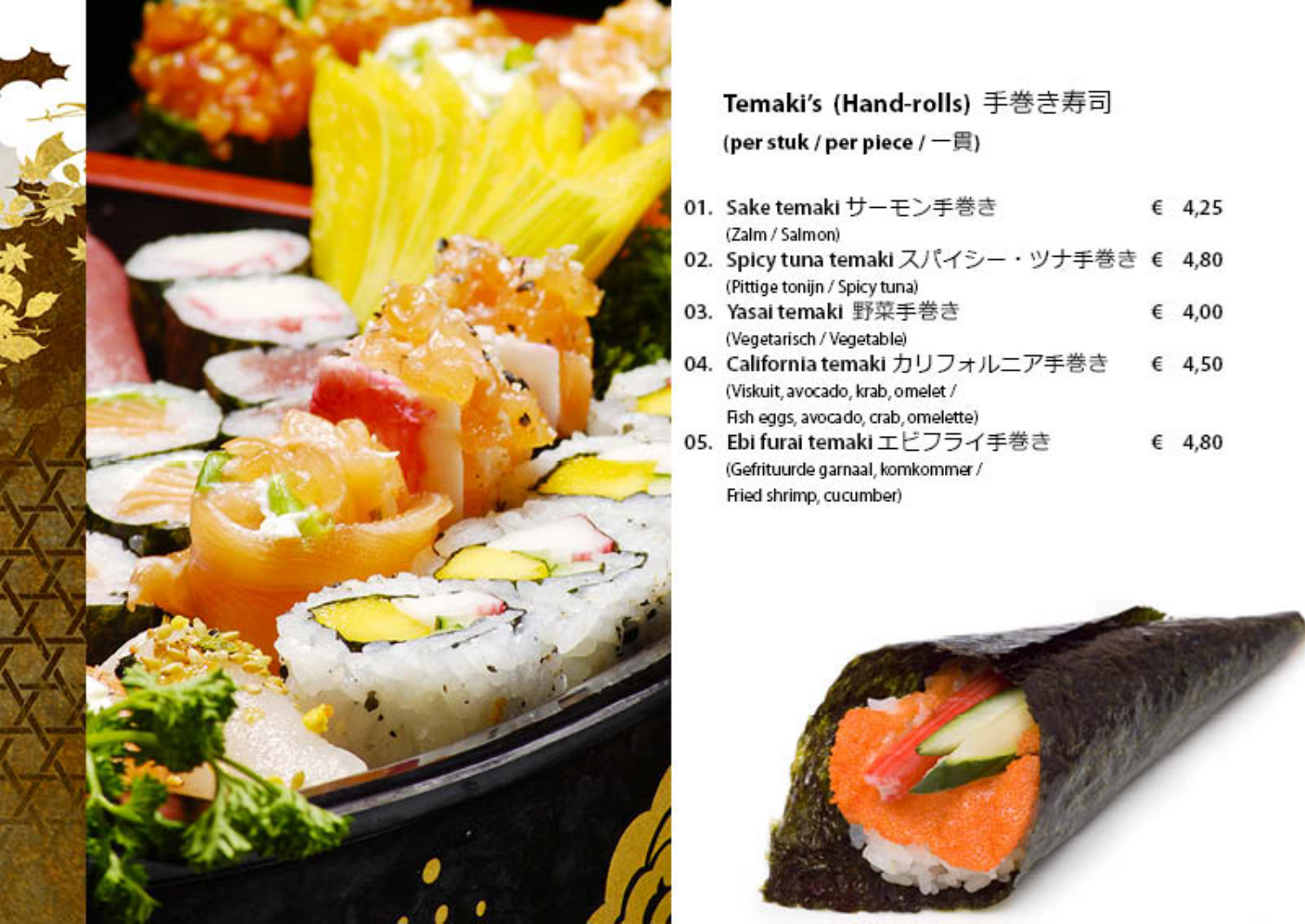## Temaki's (Hand-rolls) 手巻き寿司

**(per stuk / per piece / 一貫)**

| | | |
|---|---|---|
| 01. | **Sake temaki** サーモン手巻き<br>(Zalm / Salmon) | € 4,25 |
| 02. | **Spicy tuna temaki** スパイシー・ツナ手巻き<br>(Pittige tonijn / Spicy tuna) | € 4,80 |
| 03. | **Yasai temaki** 野菜手巻き<br>(Vegetarisch / Vegetable) | € 4,00 |
| 04. | **California temaki** カリフォルニア手巻き<br>(Viskuit, avocado, krab, omelet / Fish eggs, avocado, crab, omelette) | € 4,50 |
| 05. | **Ebi furai temaki** エビフライ手巻き<br>(Gefrituurde garnaal, komkommer / Fried shrimp, cucumber) | € 4,80 |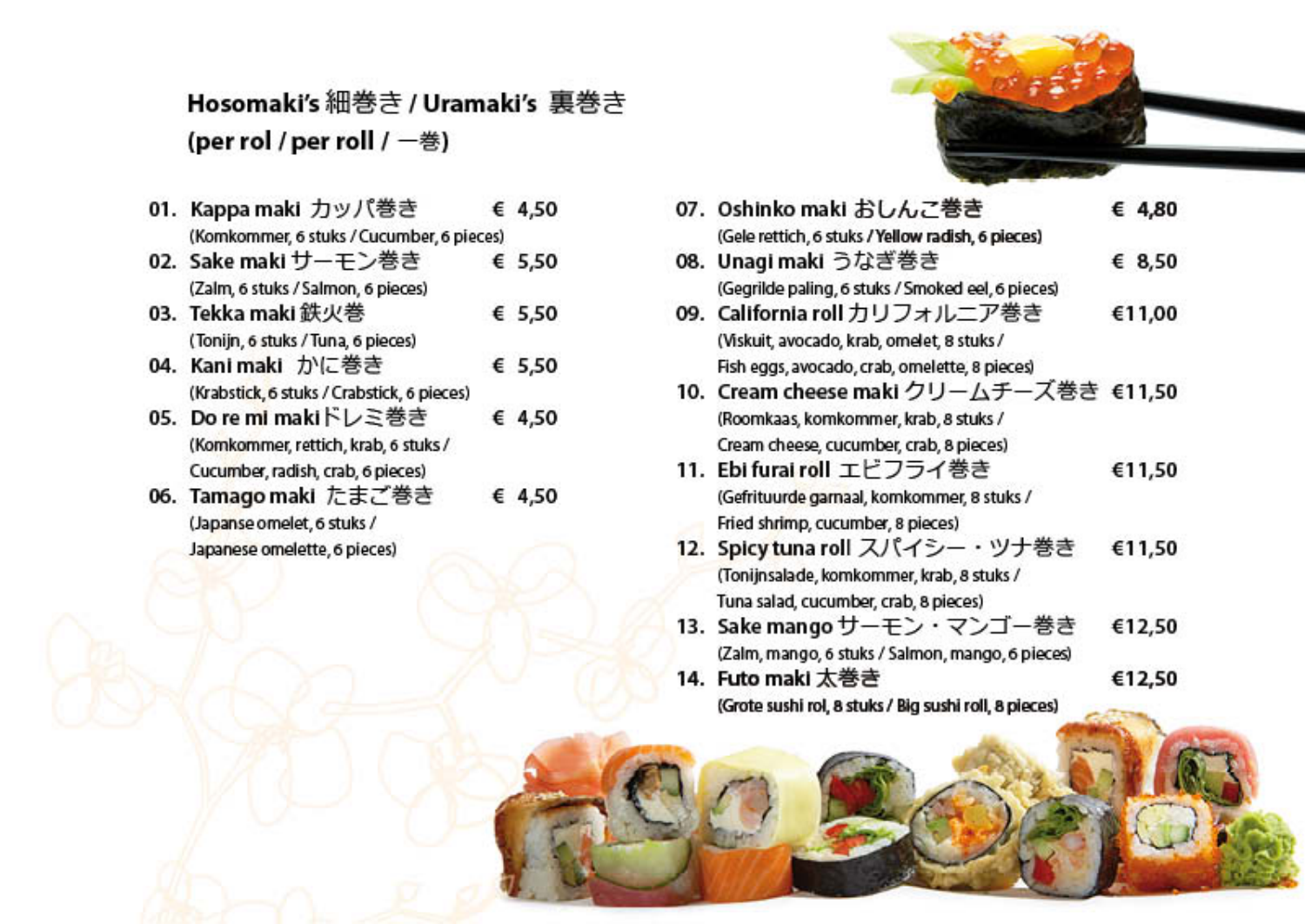## Hosomaki's 細巻き / Uramaki's 裏巻き
## (per rol / per roll / 一巻)

01. **Kappa maki カッパ巻き** € 4,50
(Komkommer, 6 stuks / Cucumber, 6 pieces)

02. **Sake maki サーモン巻き** € 5,50
(Zalm, 6 stuks / Salmon, 6 pieces)

03. **Tekka maki 鉄火巻** € 5,50
(Tonijn, 6 stuks / Tuna, 6 pieces)

04. **Kani maki かに巻き** € 5,50
(Krabstick, 6 stuks / Crabstick, 6 pieces)

05. **Do re mi maki ドレミ巻き** € 4,50
(Komkommer, rettich, krab, 6 stuks / Cucumber, radish, crab, 6 pieces)

06. **Tamago maki たまご巻き** € 4,50
(Japanse omelet, 6 stuks / Japanese omelette, 6 pieces)

07. **Oshinko maki おしんこ巻き** € 4,80
(Gele rettich, 6 stuks / Yellow radish, 6 pieces)

08. **Unagi maki うなぎ巻き** € 8,50
(Gegrilde paling, 6 stuks / Smoked eel, 6 pieces)

09. **California roll カリフォルニア巻き** €11,00
(Viskuit, avocado, krab, omelet, 8 stuks / Fish eggs, avocado, crab, omelette, 8 pieces)

10. **Cream cheese maki クリームチーズ巻き** €11,50
(Roomkaas, komkommer, krab, 8 stuks / Cream cheese, cucumber, crab, 8 pieces)

11. **Ebi furai roll エビフライ巻き** €11,50
(Gefrituurde garnaal, komkommer, 8 stuks / Fried shrimp, cucumber, 8 pieces)

12. **Spicy tuna roll スパイシー・ツナ巻き** €11,50
(Tonijnsalade, komkommer, krab, 8 stuks / Tuna salad, cucumber, crab, 8 pieces)

13. **Sake mango サーモン・マンゴー巻き** €12,50
(Zalm, mango, 6 stuks / Salmon, mango, 6 pieces)

14. **Futo maki 太巻き** €12,50
(Grote sushi rol, 8 stuks / Big sushi roll, 8 pieces)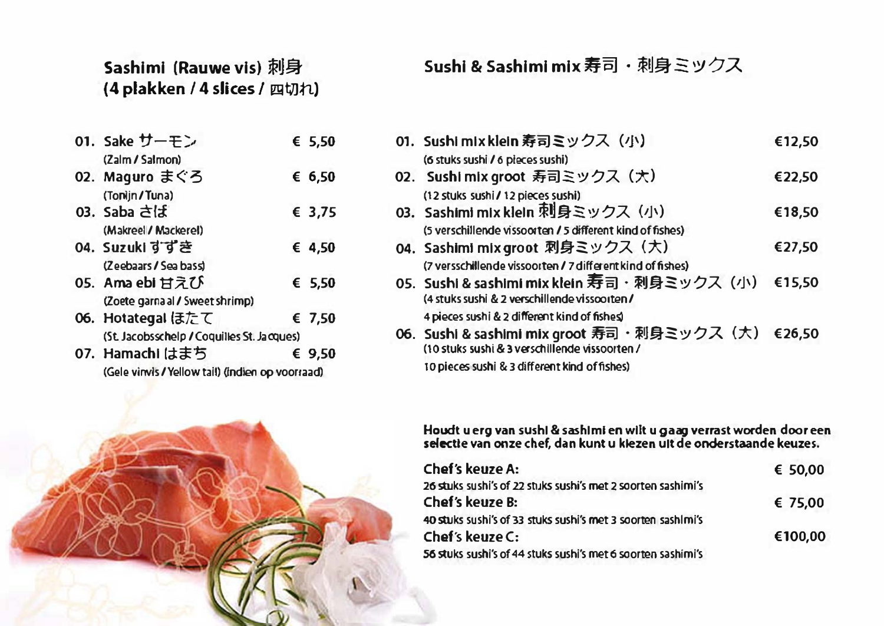## Sashimi (Rauwe vis) 刺身
## (4 plakken / 4 slices / 四切れ)

| | | |
|---|---|---|
| 01. | **Sake サーモン**<br>(Zalm / Salmon) | € 5,50 |
| 02. | **Maguro まぐろ**<br>(Tonijn / Tuna) | € 6,50 |
| 03. | **Saba さば**<br>(Makreel / Mackerel) | € 3,75 |
| 04. | **Suzuki すずき**<br>(Zeebaars / Sea bass) | € 4,50 |
| 05. | **Ama ebi 甘えび**<br>(Zoete garnaal / Sweet shrimp) | € 5,50 |
| 06. | **Hotategai ほたて**<br>(St. Jacobsschelp / Coquilles St. Jacques) | € 7,50 |
| 07. | **Hamachi はまち**<br>(Gele vinvis / Yellow tail) (indien op voorraad) | € 9,50 |

## Sushi & Sashimi mix 寿司・刺身ミックス

| | | |
|---|---|---|
| 01. | **Sushi mix klein 寿司ミックス（小）**<br>(6 stuks sushi / 6 pieces sushi) | €12,50 |
| 02. | **Sushi mix groot 寿司ミックス（大）**<br>(12 stuks sushi / 12 pieces sushi) | €22,50 |
| 03. | **Sashimi mix klein 刺身ミックス（小）**<br>(5 verschillende vissoorten / 5 different kind of fishes) | €18,50 |
| 04. | **Sashimi mix groot 刺身ミックス（大）**<br>(7 versschillende vissoorten / 7 different kind of fishes) | €27,50 |
| 05. | **Sushi & sashimi mix klein 寿司・刺身ミックス（小）**<br>(4 stuks sushi & 2 verschillende vissoorten / 4 pieces sushi & 2 different kind of fishes) | €15,50 |
| 06. | **Sushi & sashimi mix groot 寿司・刺身ミックス（大）**<br>(10 stuks sushi & 3 verschillende vissoorten / 10 pieces sushi & 3 different kind of fishes) | €26,50 |

**Houdt u erg van sushi & sashimi en wilt u gaag verrast worden door een selectie van onze chef, dan kunt u kiezen uit de onderstaande keuzes.**

| | |
|---|---|
| **Chef's keuze A:**<br>26 stuks sushi's of 22 stuks sushi's met 2 soorten sashimi's | € 50,00 |
| **Chef's keuze B:**<br>40 stuks sushi's of 33 stuks sushi's met 3 soorten sashimi's | € 75,00 |
| **Chef's keuze C:**<br>56 stuks sushi's of 44 stuks sushi's met 6 soorten sashimi's | €100,00 |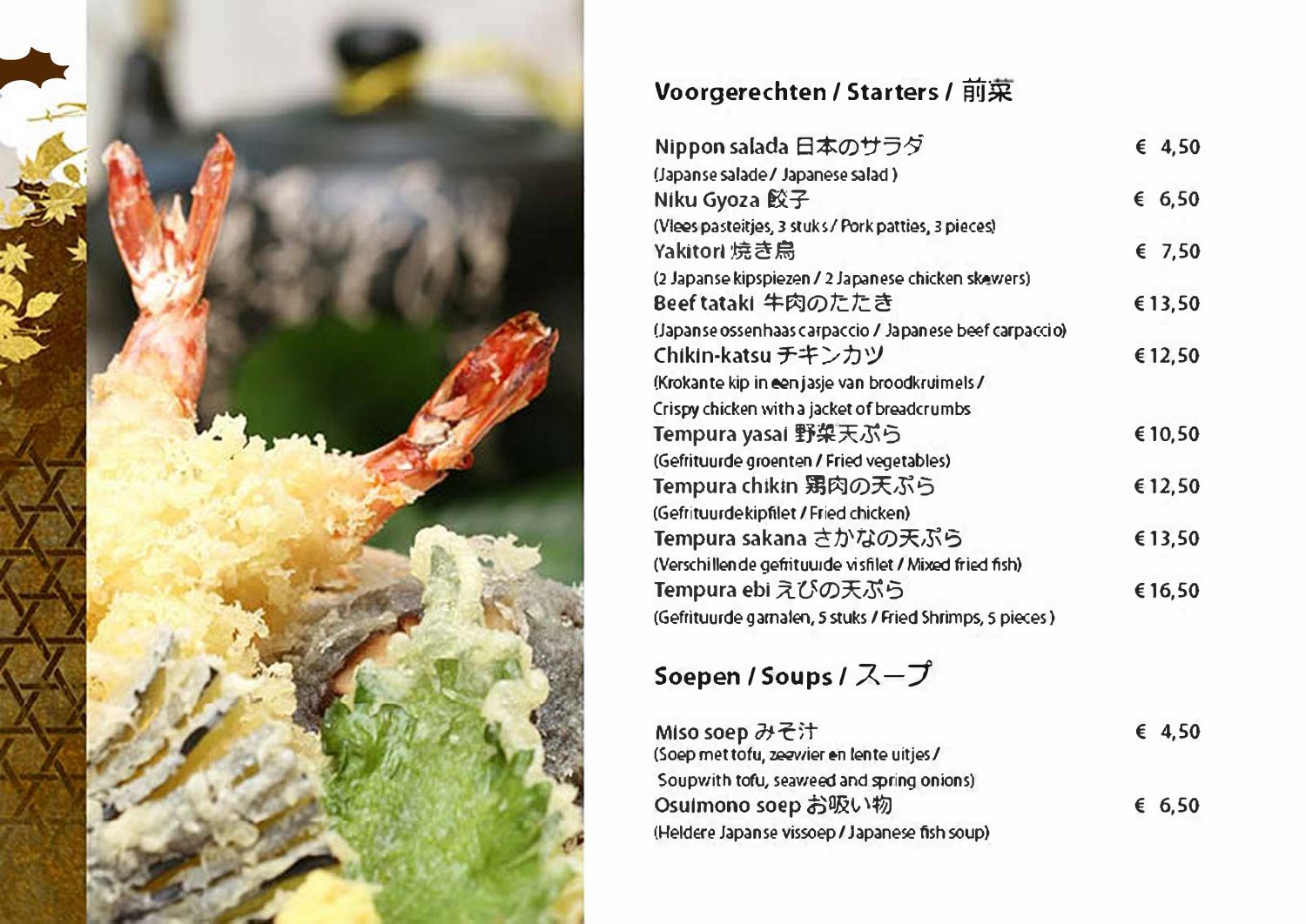## Voorgerechten / Starters / 前菜

**Nippon salada 日本のサラダ** € 4,50
(Japanse salade / Japanese salad )

**Niku Gyoza 餃子** € 6,50
(Vlees pasteitjes, 3 stuks / Pork patties, 3 pieces)

**Yakitori 焼き鳥** € 7,50
(2 Japanse kipspiezen / 2 Japanese chicken skewers)

**Beef tataki 牛肉のたたき** € 13,50
(Japanse ossenhaas carpaccio / Japanese beef carpaccio)

**Chikin-katsu チキンカツ** € 12,50
(Krokante kip in een jasje van broodkruimels /
Crispy chicken with a jacket of breadcrumbs

**Tempura yasai 野菜天ぷら** € 10,50
(Gefrituurde groenten / Fried vegetables)

**Tempura chikin 鶏肉の天ぷら** € 12,50
(Gefrituurde kipfilet / Fried chicken)

**Tempura sakana さかなの天ぷら** € 13,50
(Verschillende gefrituurde visfilet / Mixed fried fish)

**Tempura ebi えびの天ぷら** € 16,50
(Gefrituurde garnalen, 5 stuks / Fried Shrimps, 5 pieces )

## Soepen / Soups / スープ

**Miso soep みそ汁** € 4,50
(Soep met tofu, zeewier en lente uitjes /
Soup with tofu, seaweed and spring onions)

**Osuimono soep お吸い物** € 6,50
(Heldere Japanse vissoep / Japanese fish soup)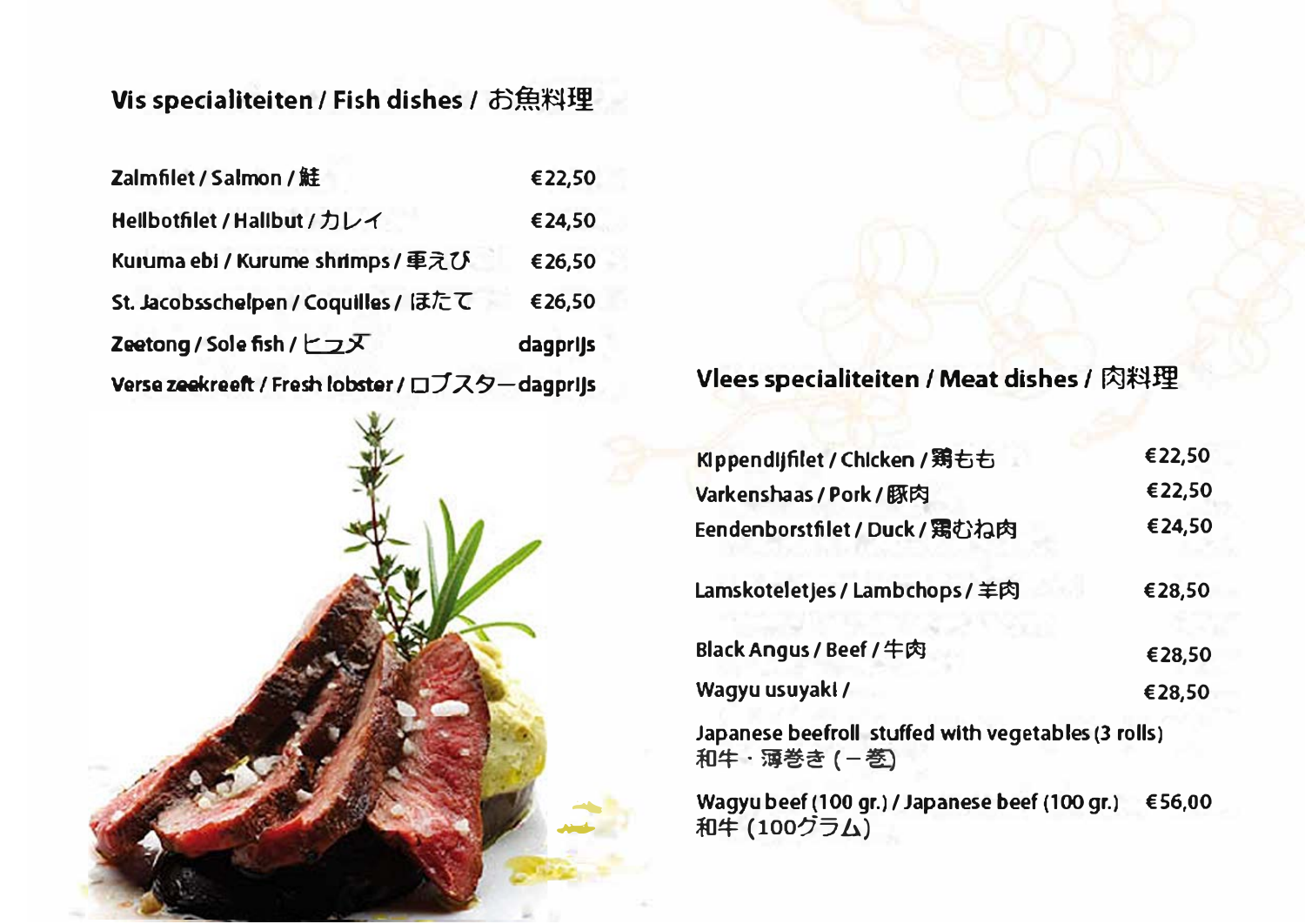## Vis specialiteiten / Fish dishes / お魚料理

| | |
|---|---|
| Zalmfilet / Salmon / 鮭 | €22,50 |
| Heilbotfilet / Halibut / カレイ | €24,50 |
| Kuruma ebi / Kurume shrimps / 車えび | €26,50 |
| St. Jacobsschelpen / Coquilles / ほたて | €26,50 |
| Zeetong / Sole fish / ヒラメ | dagprijs |
| Verse zeekreeft / Fresh lobster / ロブスター | dagprijs |

## Vlees specialiteiten / Meat dishes / 肉料理

| | |
|---|---|
| Kippendijfilet / Chicken / 鶏もも | €22,50 |
| Varkenshaas / Pork / 豚肉 | €22,50 |
| Eendenborstfilet / Duck / 鴨むね肉 | €24,50 |
| Lamskoteletjes / Lambchops / 羊肉 | €28,50 |
| Black Angus / Beef / 牛肉 | €28,50 |
| Wagyu usuyaki / Japanese beefroll stuffed with vegetables (3 rolls) 和牛・薄巻き (一巻) | €28,50 |
| Wagyu beef (100 gr.) / Japanese beef (100 gr.) 和牛 (100グラム) | €56,00 |